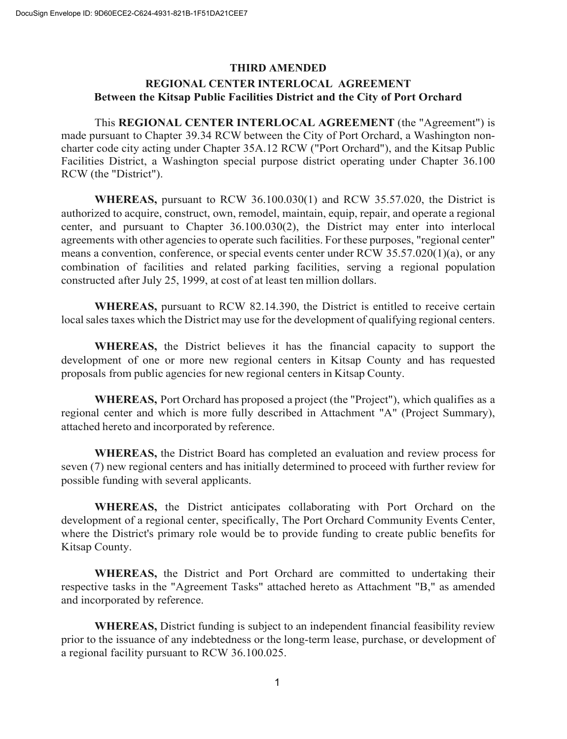**THIRD AMENDED**

**REGIONAL CENTER INTERLOCAL AGREEMENT**
**Between the Kitsap Public Facilities District and the City of Port Orchard**

This **REGIONAL CENTER INTERLOCAL AGREEMENT** (the "Agreement") is made pursuant to Chapter 39.34 RCW between the City of Port Orchard, a Washington non-charter code city acting under Chapter 35A.12 RCW ("Port Orchard"), and the Kitsap Public Facilities District, a Washington special purpose district operating under Chapter 36.100 RCW (the "District").

**WHEREAS,** pursuant to RCW 36.100.030(1) and RCW 35.57.020, the District is authorized to acquire, construct, own, remodel, maintain, equip, repair, and operate a regional center, and pursuant to Chapter 36.100.030(2), the District may enter into interlocal agreements with other agencies to operate such facilities. For these purposes, "regional center" means a convention, conference, or special events center under RCW 35.57.020(1)(a), or any combination of facilities and related parking facilities, serving a regional population constructed after July 25, 1999, at cost of at least ten million dollars.

**WHEREAS,** pursuant to RCW 82.14.390, the District is entitled to receive certain local sales taxes which the District may use for the development of qualifying regional centers.

**WHEREAS,** the District believes it has the financial capacity to support the development of one or more new regional centers in Kitsap County and has requested proposals from public agencies for new regional centers in Kitsap County.

**WHEREAS,** Port Orchard has proposed a project (the "Project"), which qualifies as a regional center and which is more fully described in Attachment "A" (Project Summary), attached hereto and incorporated by reference.

**WHEREAS,** the District Board has completed an evaluation and review process for seven (7) new regional centers and has initially determined to proceed with further review for possible funding with several applicants.

**WHEREAS,** the District anticipates collaborating with Port Orchard on the development of a regional center, specifically, The Port Orchard Community Events Center, where the District's primary role would be to provide funding to create public benefits for Kitsap County.

**WHEREAS,** the District and Port Orchard are committed to undertaking their respective tasks in the "Agreement Tasks" attached hereto as Attachment "B," as amended and incorporated by reference.

**WHEREAS,** District funding is subject to an independent financial feasibility review prior to the issuance of any indebtedness or the long-term lease, purchase, or development of a regional facility pursuant to RCW 36.100.025.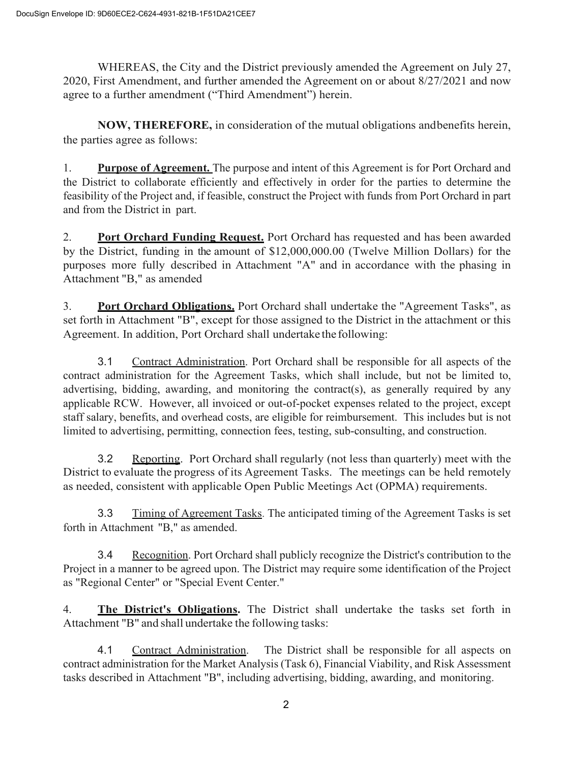WHEREAS, the City and the District previously amended the Agreement on July 27, 2020, First Amendment, and further amended the Agreement on or about 8/27/2021 and now agree to a further amendment ("Third Amendment") herein.

**NOW, THEREFORE,** in consideration of the mutual obligations andbenefits herein, the parties agree as follows:

1. **Purpose of Agreement.** The purpose and intent of this Agreement is for Port Orchard and the District to collaborate efficiently and effectively in order for the parties to determine the feasibility of the Project and, if feasible, construct the Project with funds from Port Orchard in part and from the District in part.

2. **Port Orchard Funding Request.** Port Orchard has requested and has been awarded by the District, funding in the amount of $12,000,000.00 (Twelve Million Dollars) for the purposes more fully described in Attachment "A" and in accordance with the phasing in Attachment "B," as amended

3. **Port Orchard Obligations.** Port Orchard shall undertake the "Agreement Tasks", as set forth in Attachment "B", except for those assigned to the District in the attachment or this Agreement. In addition, Port Orchard shall undertake the following:

3.1 Contract Administration. Port Orchard shall be responsible for all aspects of the contract administration for the Agreement Tasks, which shall include, but not be limited to, advertising, bidding, awarding, and monitoring the contract(s), as generally required by any applicable RCW. However, all invoiced or out-of-pocket expenses related to the project, except staff salary, benefits, and overhead costs, are eligible for reimbursement. This includes but is not limited to advertising, permitting, connection fees, testing, sub-consulting, and construction.

3.2 Reporting. Port Orchard shall regularly (not less than quarterly) meet with the District to evaluate the progress of its Agreement Tasks. The meetings can be held remotely as needed, consistent with applicable Open Public Meetings Act (OPMA) requirements.

3.3 Timing of Agreement Tasks. The anticipated timing of the Agreement Tasks is set forth in Attachment "B," as amended.

3.4 Recognition. Port Orchard shall publicly recognize the District's contribution to the Project in a manner to be agreed upon. The District may require some identification of the Project as "Regional Center" or "Special Event Center."

4. **The District's Obligations.** The District shall undertake the tasks set forth in Attachment "B" and shall undertake the following tasks:

4.1 Contract Administration. The District shall be responsible for all aspects on contract administration for the Market Analysis (Task 6), Financial Viability, and Risk Assessment tasks described in Attachment "B", including advertising, bidding, awarding, and monitoring.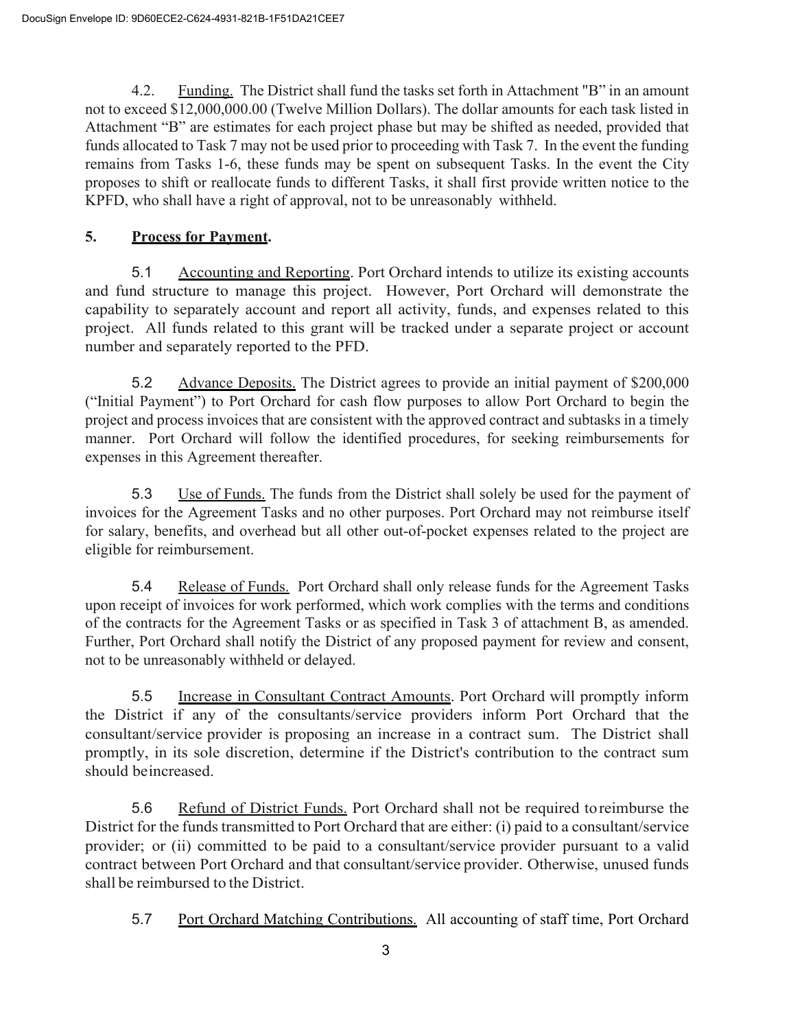4.2. Funding. The District shall fund the tasks set forth in Attachment "B" in an amount not to exceed $12,000,000.00 (Twelve Million Dollars). The dollar amounts for each task listed in Attachment "B" are estimates for each project phase but may be shifted as needed, provided that funds allocated to Task 7 may not be used prior to proceeding with Task 7. In the event the funding remains from Tasks 1-6, these funds may be spent on subsequent Tasks. In the event the City proposes to shift or reallocate funds to different Tasks, it shall first provide written notice to the KPFD, who shall have a right of approval, not to be unreasonably withheld.

## 5. Process for Payment.

5.1 Accounting and Reporting. Port Orchard intends to utilize its existing accounts and fund structure to manage this project. However, Port Orchard will demonstrate the capability to separately account and report all activity, funds, and expenses related to this project. All funds related to this grant will be tracked under a separate project or account number and separately reported to the PFD.

5.2 Advance Deposits. The District agrees to provide an initial payment of $200,000 ("Initial Payment") to Port Orchard for cash flow purposes to allow Port Orchard to begin the project and process invoices that are consistent with the approved contract and subtasks in a timely manner. Port Orchard will follow the identified procedures, for seeking reimbursements for expenses in this Agreement thereafter.

5.3 Use of Funds. The funds from the District shall solely be used for the payment of invoices for the Agreement Tasks and no other purposes. Port Orchard may not reimburse itself for salary, benefits, and overhead but all other out-of-pocket expenses related to the project are eligible for reimbursement.

5.4 Release of Funds. Port Orchard shall only release funds for the Agreement Tasks upon receipt of invoices for work performed, which work complies with the terms and conditions of the contracts for the Agreement Tasks or as specified in Task 3 of attachment B, as amended. Further, Port Orchard shall notify the District of any proposed payment for review and consent, not to be unreasonably withheld or delayed.

5.5 Increase in Consultant Contract Amounts. Port Orchard will promptly inform the District if any of the consultants/service providers inform Port Orchard that the consultant/service provider is proposing an increase in a contract sum. The District shall promptly, in its sole discretion, determine if the District's contribution to the contract sum should beincreased.

5.6 Refund of District Funds. Port Orchard shall not be required toreimburse the District for the funds transmitted to Port Orchard that are either: (i) paid to a consultant/service provider; or (ii) committed to be paid to a consultant/service provider pursuant to a valid contract between Port Orchard and that consultant/service provider. Otherwise, unused funds shall be reimbursed to the District.

5.7 Port Orchard Matching Contributions. All accounting of staff time, Port Orchard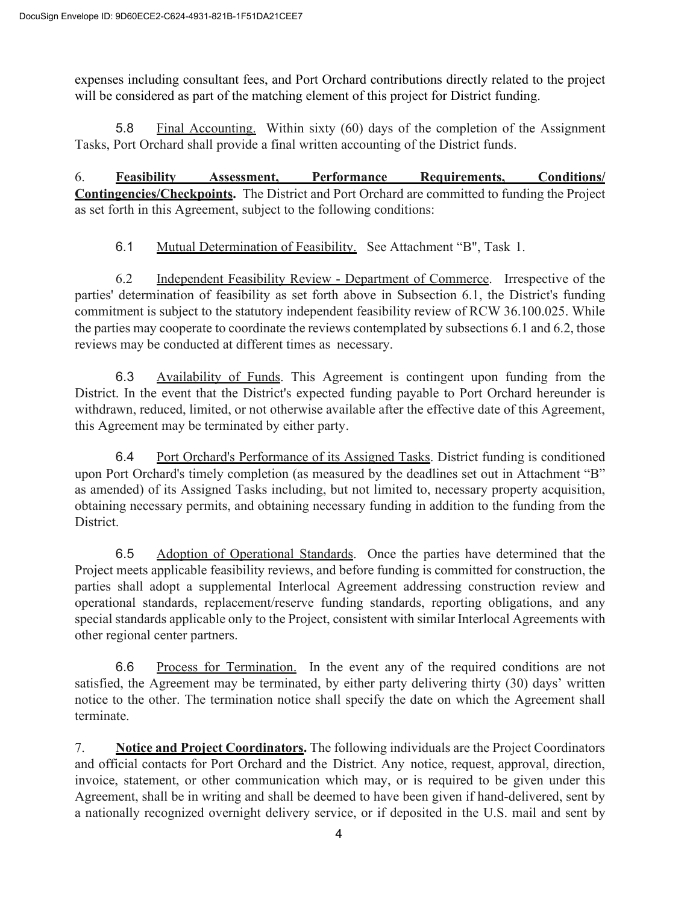expenses including consultant fees, and Port Orchard contributions directly related to the project will be considered as part of the matching element of this project for District funding.

5.8 <u>Final Accounting.</u> Within sixty (60) days of the completion of the Assignment Tasks, Port Orchard shall provide a final written accounting of the District funds.

6. **<u>Feasibility Assessment, Performance Requirements, Conditions/ Contingencies/Checkpoints</u>.** The District and Port Orchard are committed to funding the Project as set forth in this Agreement, subject to the following conditions:

6.1 <u>Mutual Determination of Feasibility.</u> See Attachment "B", Task 1.

6.2 <u>Independent Feasibility Review - Department of Commerce</u>. Irrespective of the parties' determination of feasibility as set forth above in Subsection 6.1, the District's funding commitment is subject to the statutory independent feasibility review of RCW 36.100.025. While the parties may cooperate to coordinate the reviews contemplated by subsections 6.1 and 6.2, those reviews may be conducted at different times as necessary.

6.3 <u>Availability of Funds</u>. This Agreement is contingent upon funding from the District. In the event that the District's expected funding payable to Port Orchard hereunder is withdrawn, reduced, limited, or not otherwise available after the effective date of this Agreement, this Agreement may be terminated by either party.

6.4 <u>Port Orchard's Performance of its Assigned Tasks</u>. District funding is conditioned upon Port Orchard's timely completion (as measured by the deadlines set out in Attachment "B" as amended) of its Assigned Tasks including, but not limited to, necessary property acquisition, obtaining necessary permits, and obtaining necessary funding in addition to the funding from the District.

6.5 <u>Adoption of Operational Standards</u>. Once the parties have determined that the Project meets applicable feasibility reviews, and before funding is committed for construction, the parties shall adopt a supplemental Interlocal Agreement addressing construction review and operational standards, replacement/reserve funding standards, reporting obligations, and any special standards applicable only to the Project, consistent with similar Interlocal Agreements with other regional center partners.

6.6 <u>Process for Termination.</u> In the event any of the required conditions are not satisfied, the Agreement may be terminated, by either party delivering thirty (30) days' written notice to the other. The termination notice shall specify the date on which the Agreement shall terminate.

7. **<u>Notice and Project Coordinators</u>.** The following individuals are the Project Coordinators and official contacts for Port Orchard and the District. Any notice, request, approval, direction, invoice, statement, or other communication which may, or is required to be given under this Agreement, shall be in writing and shall be deemed to have been given if hand-delivered, sent by a nationally recognized overnight delivery service, or if deposited in the U.S. mail and sent by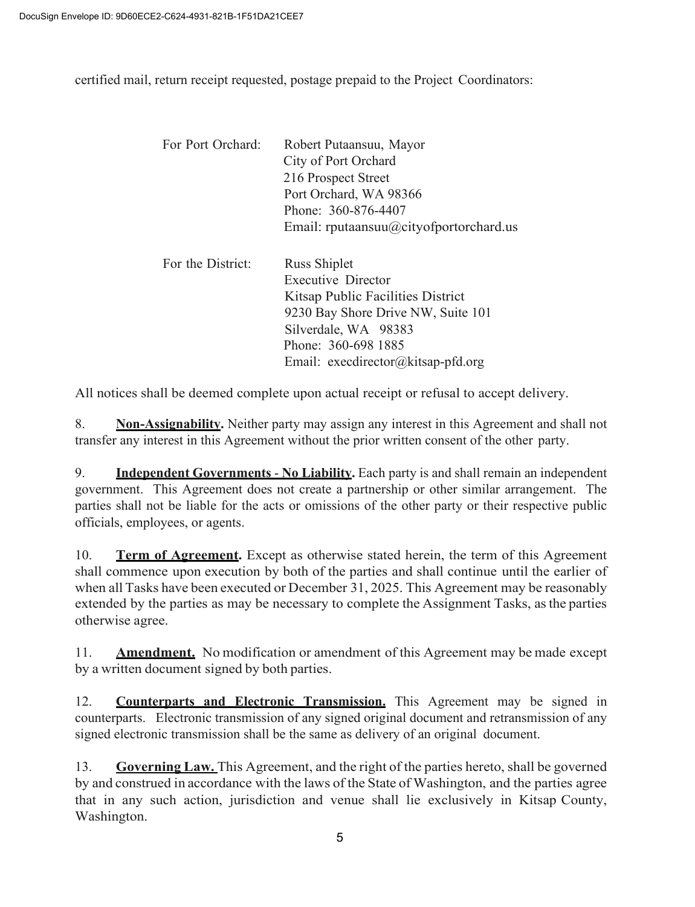certified mail, return receipt requested, postage prepaid to the Project Coordinators:

For Port Orchard: Robert Putaansuu, Mayor
City of Port Orchard
216 Prospect Street
Port Orchard, WA 98366
Phone: 360-876-4407
Email: rputaansuu@cityofportorchard.us

For the District: Russ Shiplet
Executive Director
Kitsap Public Facilities District
9230 Bay Shore Drive NW, Suite 101
Silverdale, WA 98383
Phone: 360-698 1885
Email: execdirector@kitsap-pfd.org

All notices shall be deemed complete upon actual receipt or refusal to accept delivery.

8. **Non-Assignability.** Neither party may assign any interest in this Agreement and shall not transfer any interest in this Agreement without the prior written consent of the other party.

9. **Independent Governments - No Liability.** Each party is and shall remain an independent government. This Agreement does not create a partnership or other similar arrangement. The parties shall not be liable for the acts or omissions of the other party or their respective public officials, employees, or agents.

10. **Term of Agreement.** Except as otherwise stated herein, the term of this Agreement shall commence upon execution by both of the parties and shall continue until the earlier of when all Tasks have been executed or December 31, 2025. This Agreement may be reasonably extended by the parties as may be necessary to complete the Assignment Tasks, as the parties otherwise agree.

11. **Amendment.** No modification or amendment of this Agreement may be made except by a written document signed by both parties.

12. **Counterparts and Electronic Transmission.** This Agreement may be signed in counterparts. Electronic transmission of any signed original document and retransmission of any signed electronic transmission shall be the same as delivery of an original document.

13. **Governing Law.** This Agreement, and the right of the parties hereto, shall be governed by and construed in accordance with the laws of the State of Washington, and the parties agree that in any such action, jurisdiction and venue shall lie exclusively in Kitsap County, Washington.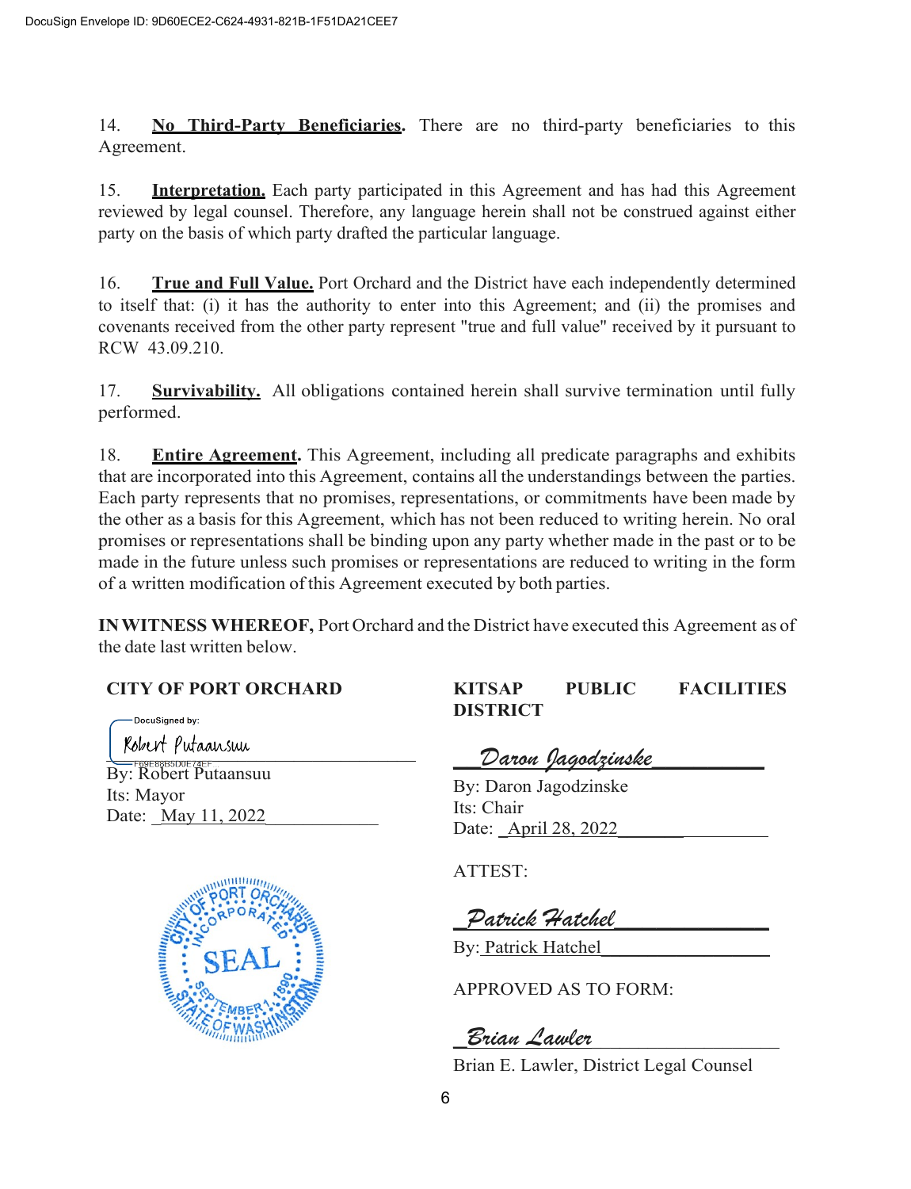DocuSign Envelope ID: 9D60ECE2-C624-4931-821B-1F51DA21CEE7

14. **No Third-Party Beneficiaries.** There are no third-party beneficiaries to this Agreement.

15. **Interpretation.** Each party participated in this Agreement and has had this Agreement reviewed by legal counsel. Therefore, any language herein shall not be construed against either party on the basis of which party drafted the particular language.

16. **True and Full Value.** Port Orchard and the District have each independently determined to itself that: (i) it has the authority to enter into this Agreement; and (ii) the promises and covenants received from the other party represent "true and full value" received by it pursuant to RCW 43.09.210.

17. **Survivability.** All obligations contained herein shall survive termination until fully performed.

18. **Entire Agreement.** This Agreement, including all predicate paragraphs and exhibits that are incorporated into this Agreement, contains all the understandings between the parties. Each party represents that no promises, representations, or commitments have been made by the other as a basis for this Agreement, which has not been reduced to writing herein. No oral promises or representations shall be binding upon any party whether made in the past or to be made in the future unless such promises or representations are reduced to writing in the form of a written modification of this Agreement executed by both parties.

**IN WITNESS WHEREOF,** Port Orchard and the District have executed this Agreement as of the date last written below.

**CITY OF PORT ORCHARD**

DocuSigned by:
Robert Putaansuu
F69E88B5D0E74EF

By: Robert Putaansuu
Its: Mayor
Date: May 11, 2022

SEAL — City of Port Orchard, Incorporated September 1, 1890, State of Washington

**KITSAP PUBLIC FACILITIES DISTRICT**

Daron Jagodzinske

By: Daron Jagodzinske
Its: Chair
Date: April 28, 2022

ATTEST:

Patrick Hatchel

By: Patrick Hatchel

APPROVED AS TO FORM:

Brian Lawler

Brian E. Lawler, District Legal Counsel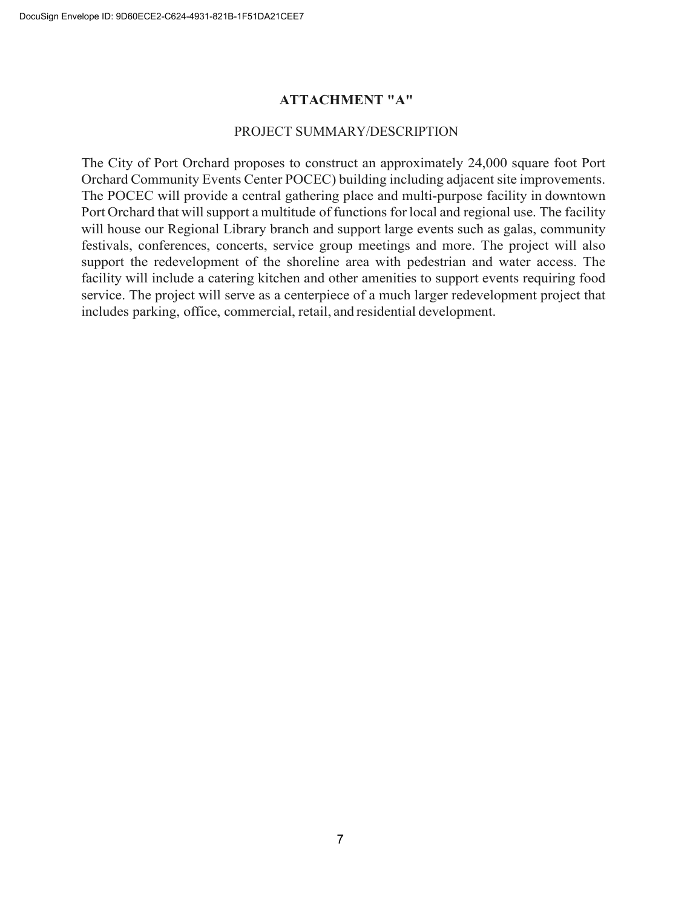# ATTACHMENT "A"

PROJECT SUMMARY/DESCRIPTION

The City of Port Orchard proposes to construct an approximately 24,000 square foot Port Orchard Community Events Center POCEC) building including adjacent site improvements. The POCEC will provide a central gathering place and multi-purpose facility in downtown Port Orchard that will support a multitude of functions for local and regional use. The facility will house our Regional Library branch and support large events such as galas, community festivals, conferences, concerts, service group meetings and more. The project will also support the redevelopment of the shoreline area with pedestrian and water access. The facility will include a catering kitchen and other amenities to support events requiring food service. The project will serve as a centerpiece of a much larger redevelopment project that includes parking, office, commercial, retail, and residential development.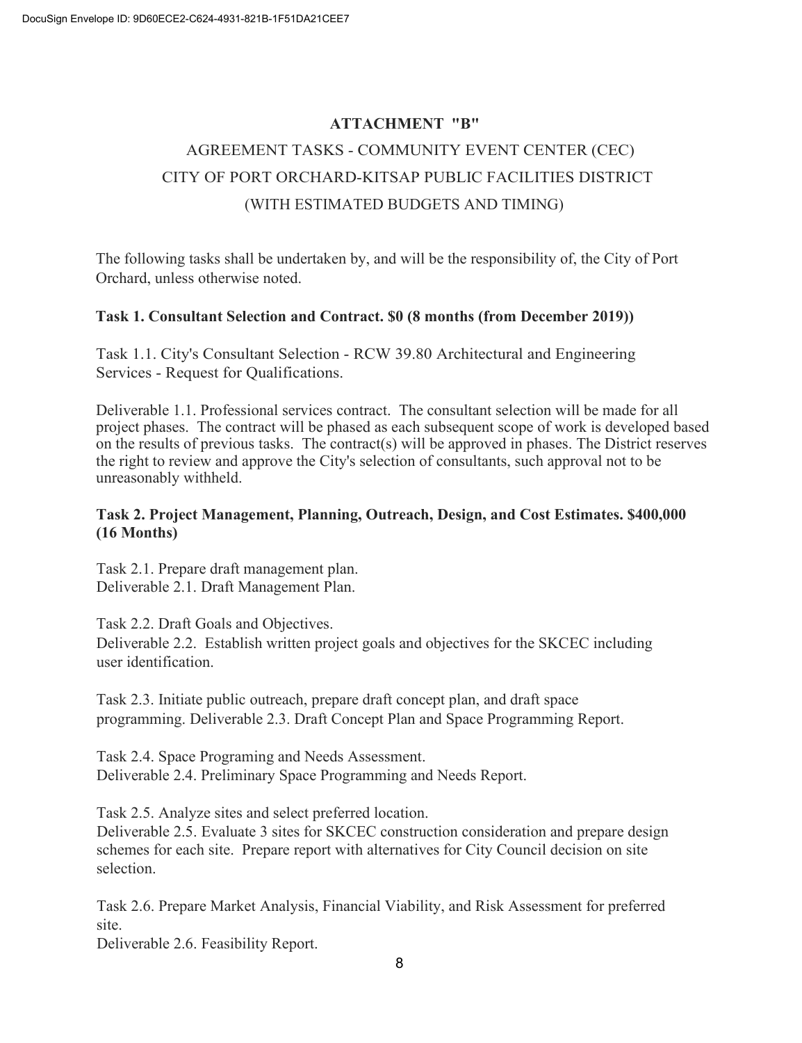## ATTACHMENT "B"

AGREEMENT TASKS - COMMUNITY EVENT CENTER (CEC)
CITY OF PORT ORCHARD-KITSAP PUBLIC FACILITIES DISTRICT
(WITH ESTIMATED BUDGETS AND TIMING)

The following tasks shall be undertaken by, and will be the responsibility of, the City of Port Orchard, unless otherwise noted.

**Task 1. Consultant Selection and Contract. $0 (8 months (from December 2019))**

Task 1.1. City's Consultant Selection - RCW 39.80 Architectural and Engineering Services - Request for Qualifications.

Deliverable 1.1. Professional services contract. The consultant selection will be made for all project phases. The contract will be phased as each subsequent scope of work is developed based on the results of previous tasks. The contract(s) will be approved in phases. The District reserves the right to review and approve the City's selection of consultants, such approval not to be unreasonably withheld.

**Task 2. Project Management, Planning, Outreach, Design, and Cost Estimates. $400,000 (16 Months)**

Task 2.1. Prepare draft management plan.
Deliverable 2.1. Draft Management Plan.

Task 2.2. Draft Goals and Objectives.
Deliverable 2.2. Establish written project goals and objectives for the SKCEC including user identification.

Task 2.3. Initiate public outreach, prepare draft concept plan, and draft space programming. Deliverable 2.3. Draft Concept Plan and Space Programming Report.

Task 2.4. Space Programing and Needs Assessment.
Deliverable 2.4. Preliminary Space Programming and Needs Report.

Task 2.5. Analyze sites and select preferred location.
Deliverable 2.5. Evaluate 3 sites for SKCEC construction consideration and prepare design schemes for each site. Prepare report with alternatives for City Council decision on site selection.

Task 2.6. Prepare Market Analysis, Financial Viability, and Risk Assessment for preferred site.
Deliverable 2.6. Feasibility Report.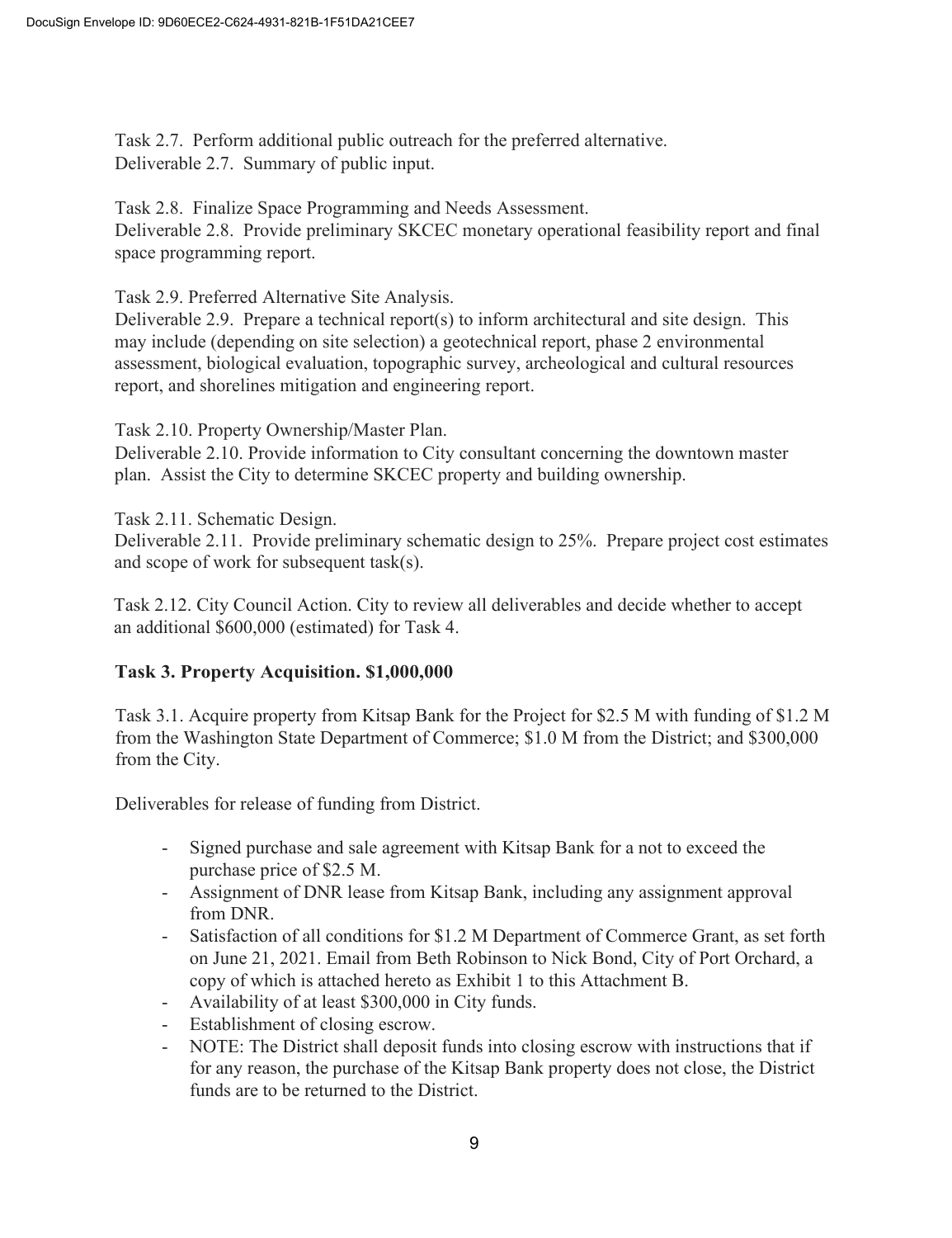Task 2.7. Perform additional public outreach for the preferred alternative.
Deliverable 2.7. Summary of public input.

Task 2.8. Finalize Space Programming and Needs Assessment.
Deliverable 2.8. Provide preliminary SKCEC monetary operational feasibility report and final space programming report.

Task 2.9. Preferred Alternative Site Analysis.
Deliverable 2.9. Prepare a technical report(s) to inform architectural and site design. This may include (depending on site selection) a geotechnical report, phase 2 environmental assessment, biological evaluation, topographic survey, archeological and cultural resources report, and shorelines mitigation and engineering report.

Task 2.10. Property Ownership/Master Plan.
Deliverable 2.10. Provide information to City consultant concerning the downtown master plan. Assist the City to determine SKCEC property and building ownership.

Task 2.11. Schematic Design.
Deliverable 2.11. Provide preliminary schematic design to 25%. Prepare project cost estimates and scope of work for subsequent task(s).

Task 2.12. City Council Action. City to review all deliverables and decide whether to accept an additional $600,000 (estimated) for Task 4.

**Task 3. Property Acquisition. $1,000,000**

Task 3.1. Acquire property from Kitsap Bank for the Project for $2.5 M with funding of $1.2 M from the Washington State Department of Commerce; $1.0 M from the District; and $300,000 from the City.

Deliverables for release of funding from District.

- Signed purchase and sale agreement with Kitsap Bank for a not to exceed the purchase price of $2.5 M.
- Assignment of DNR lease from Kitsap Bank, including any assignment approval from DNR.
- Satisfaction of all conditions for $1.2 M Department of Commerce Grant, as set forth on June 21, 2021. Email from Beth Robinson to Nick Bond, City of Port Orchard, a copy of which is attached hereto as Exhibit 1 to this Attachment B.
- Availability of at least $300,000 in City funds.
- Establishment of closing escrow.
- NOTE: The District shall deposit funds into closing escrow with instructions that if for any reason, the purchase of the Kitsap Bank property does not close, the District funds are to be returned to the District.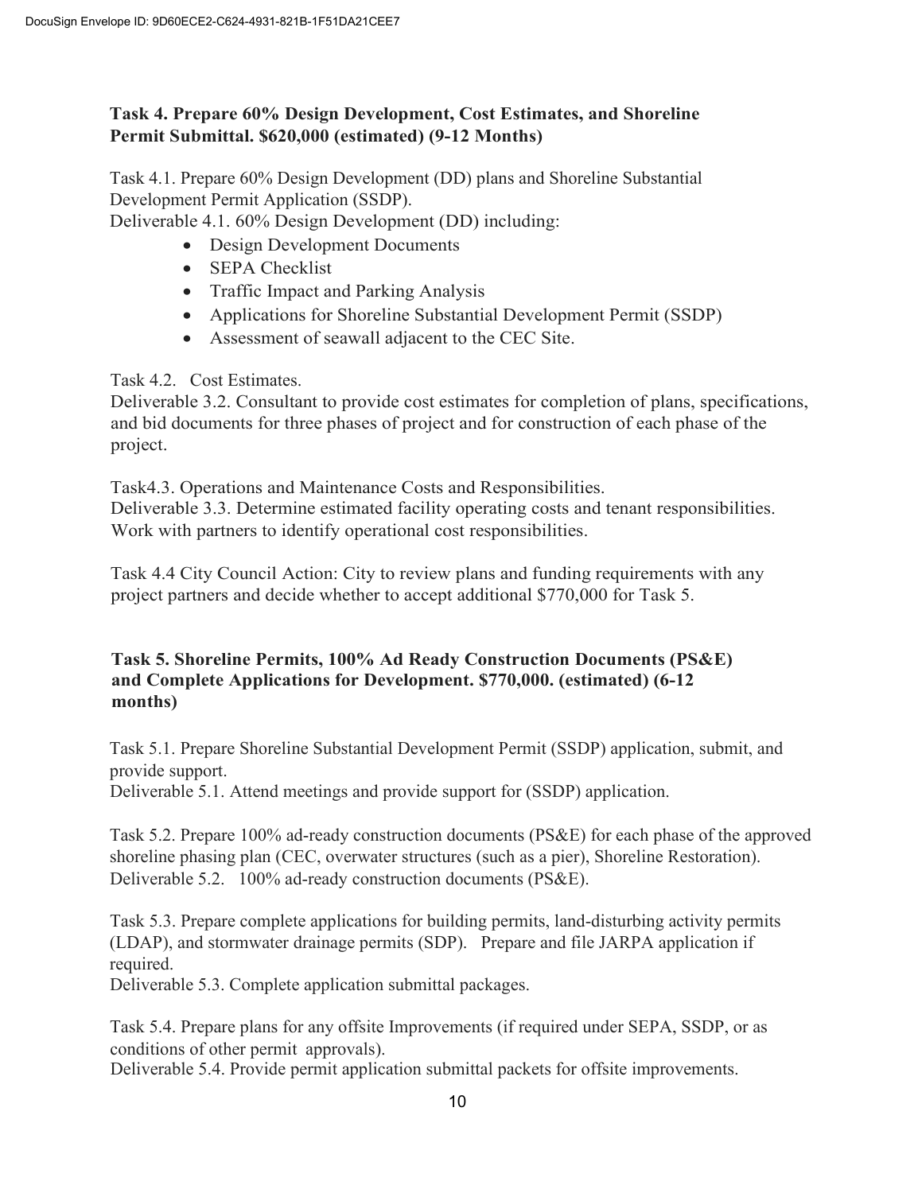### Task 4. Prepare 60% Design Development, Cost Estimates, and Shoreline Permit Submittal. $620,000 (estimated) (9-12 Months)

Task 4.1. Prepare 60% Design Development (DD) plans and Shoreline Substantial Development Permit Application (SSDP).
Deliverable 4.1. 60% Design Development (DD) including:

- Design Development Documents
- SEPA Checklist
- Traffic Impact and Parking Analysis
- Applications for Shoreline Substantial Development Permit (SSDP)
- Assessment of seawall adjacent to the CEC Site.

Task 4.2. Cost Estimates.
Deliverable 3.2. Consultant to provide cost estimates for completion of plans, specifications, and bid documents for three phases of project and for construction of each phase of the project.

Task4.3. Operations and Maintenance Costs and Responsibilities.
Deliverable 3.3. Determine estimated facility operating costs and tenant responsibilities. Work with partners to identify operational cost responsibilities.

Task 4.4 City Council Action: City to review plans and funding requirements with any project partners and decide whether to accept additional $770,000 for Task 5.

### Task 5. Shoreline Permits, 100% Ad Ready Construction Documents (PS&E) and Complete Applications for Development. $770,000. (estimated) (6-12 months)

Task 5.1. Prepare Shoreline Substantial Development Permit (SSDP) application, submit, and provide support.
Deliverable 5.1. Attend meetings and provide support for (SSDP) application.

Task 5.2. Prepare 100% ad-ready construction documents (PS&E) for each phase of the approved shoreline phasing plan (CEC, overwater structures (such as a pier), Shoreline Restoration).
Deliverable 5.2. 100% ad-ready construction documents (PS&E).

Task 5.3. Prepare complete applications for building permits, land-disturbing activity permits (LDAP), and stormwater drainage permits (SDP). Prepare and file JARPA application if required.
Deliverable 5.3. Complete application submittal packages.

Task 5.4. Prepare plans for any offsite Improvements (if required under SEPA, SSDP, or as conditions of other permit approvals).
Deliverable 5.4. Provide permit application submittal packets for offsite improvements.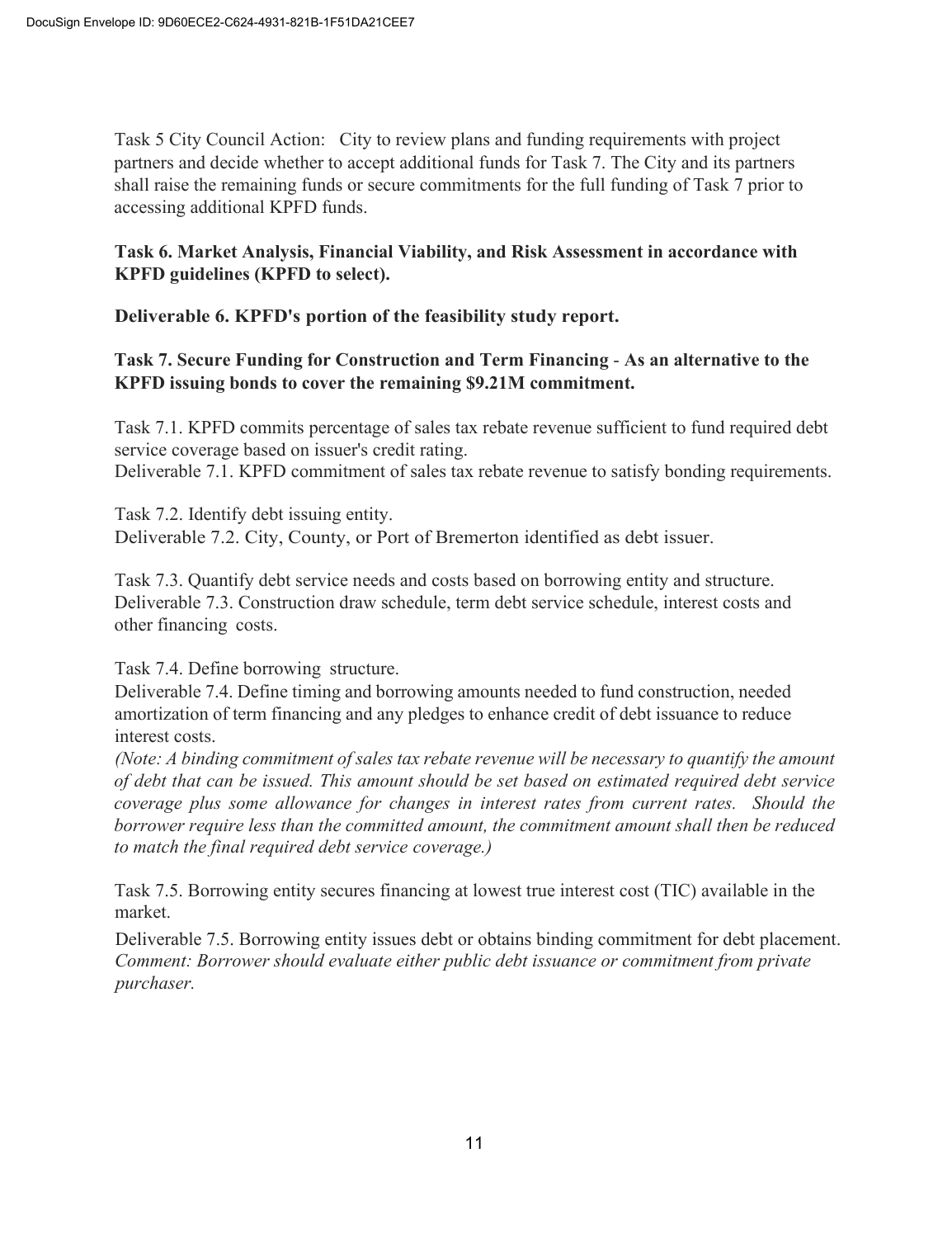Task 5 City Council Action: City to review plans and funding requirements with project partners and decide whether to accept additional funds for Task 7. The City and its partners shall raise the remaining funds or secure commitments for the full funding of Task 7 prior to accessing additional KPFD funds.

**Task 6. Market Analysis, Financial Viability, and Risk Assessment in accordance with KPFD guidelines (KPFD to select).**

**Deliverable 6. KPFD's portion of the feasibility study report.**

**Task 7. Secure Funding for Construction and Term Financing - As an alternative to the KPFD issuing bonds to cover the remaining $9.21M commitment.**

Task 7.1. KPFD commits percentage of sales tax rebate revenue sufficient to fund required debt service coverage based on issuer's credit rating.
Deliverable 7.1. KPFD commitment of sales tax rebate revenue to satisfy bonding requirements.

Task 7.2. Identify debt issuing entity.
Deliverable 7.2. City, County, or Port of Bremerton identified as debt issuer.

Task 7.3. Quantify debt service needs and costs based on borrowing entity and structure.
Deliverable 7.3. Construction draw schedule, term debt service schedule, interest costs and other financing costs.

Task 7.4. Define borrowing structure.
Deliverable 7.4. Define timing and borrowing amounts needed to fund construction, needed amortization of term financing and any pledges to enhance credit of debt issuance to reduce interest costs.
*(Note: A binding commitment of sales tax rebate revenue will be necessary to quantify the amount of debt that can be issued. This amount should be set based on estimated required debt service coverage plus some allowance for changes in interest rates from current rates. Should the borrower require less than the committed amount, the commitment amount shall then be reduced to match the final required debt service coverage.)*

Task 7.5. Borrowing entity secures financing at lowest true interest cost (TIC) available in the market.

Deliverable 7.5. Borrowing entity issues debt or obtains binding commitment for debt placement.
*Comment: Borrower should evaluate either public debt issuance or commitment from private purchaser.*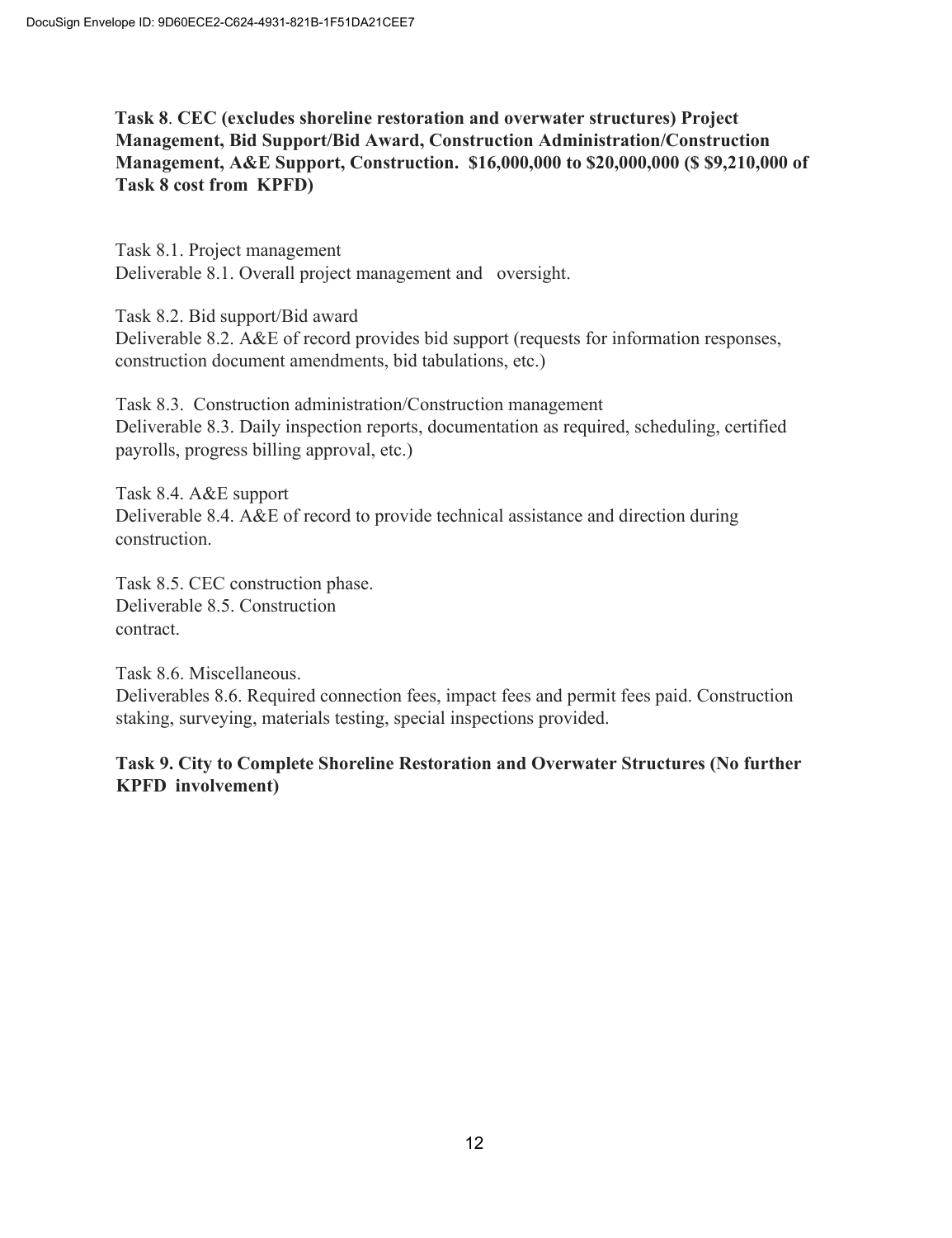**Task 8. CEC (excludes shoreline restoration and overwater structures) Project Management, Bid Support/Bid Award, Construction Administration/Construction Management, A&E Support, Construction. $16,000,000 to $20,000,000 ($ $9,210,000 of Task 8 cost from KPFD)**

Task 8.1. Project management
Deliverable 8.1. Overall project management and oversight.

Task 8.2. Bid support/Bid award
Deliverable 8.2. A&E of record provides bid support (requests for information responses, construction document amendments, bid tabulations, etc.)

Task 8.3. Construction administration/Construction management
Deliverable 8.3. Daily inspection reports, documentation as required, scheduling, certified payrolls, progress billing approval, etc.)

Task 8.4. A&E support
Deliverable 8.4. A&E of record to provide technical assistance and direction during construction.

Task 8.5. CEC construction phase.
Deliverable 8.5. Construction contract.

Task 8.6. Miscellaneous.
Deliverables 8.6. Required connection fees, impact fees and permit fees paid. Construction staking, surveying, materials testing, special inspections provided.

**Task 9. City to Complete Shoreline Restoration and Overwater Structures (No further KPFD involvement)**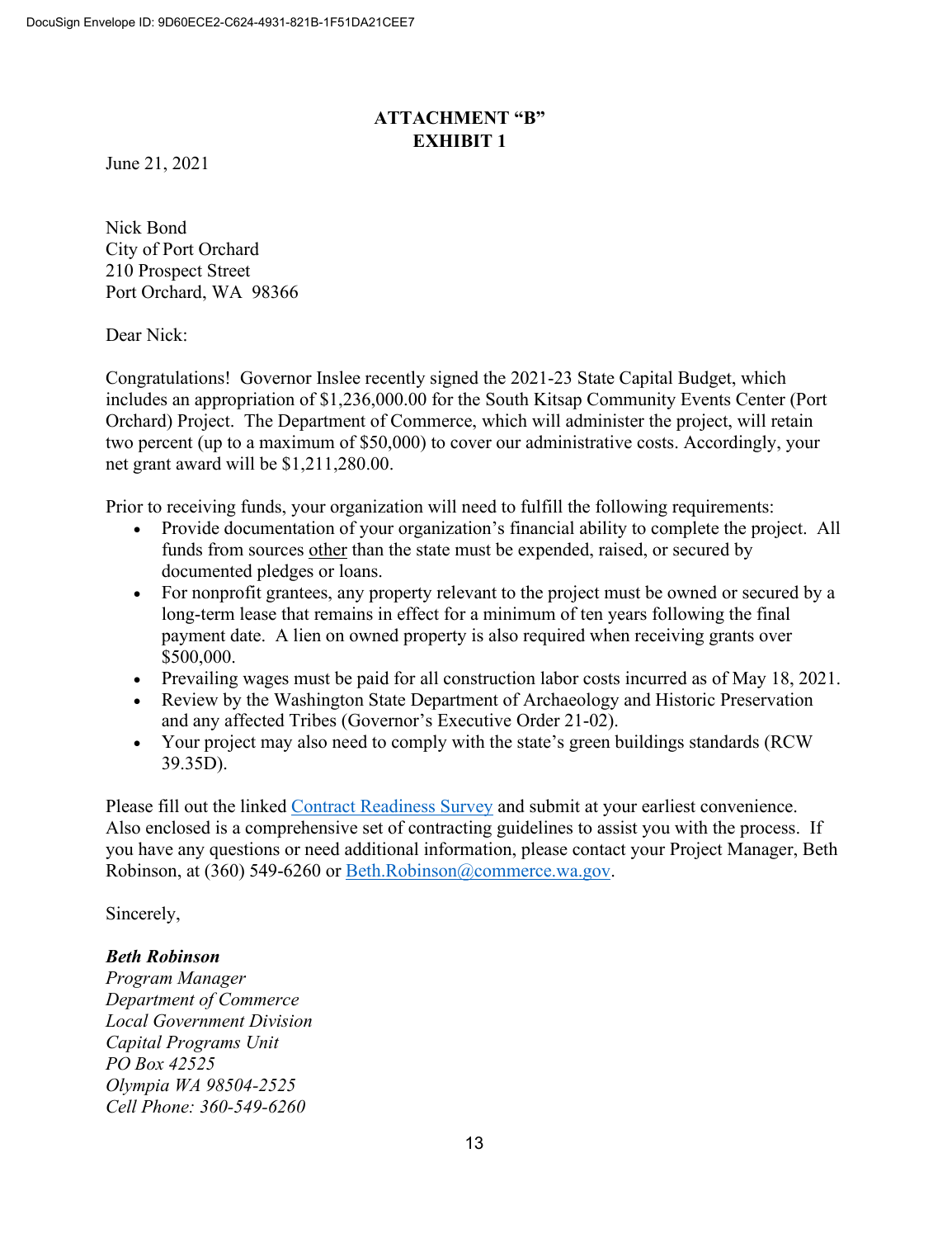DocuSign Envelope ID: 9D60ECE2-C624-4931-821B-1F51DA21CEE7

**ATTACHMENT "B"**
**EXHIBIT 1**

June 21, 2021

Nick Bond
City of Port Orchard
210 Prospect Street
Port Orchard, WA 98366

Dear Nick:

Congratulations! Governor Inslee recently signed the 2021-23 State Capital Budget, which includes an appropriation of $1,236,000.00 for the South Kitsap Community Events Center (Port Orchard) Project. The Department of Commerce, which will administer the project, will retain two percent (up to a maximum of $50,000) to cover our administrative costs. Accordingly, your net grant award will be $1,211,280.00.

Prior to receiving funds, your organization will need to fulfill the following requirements:

- Provide documentation of your organization's financial ability to complete the project. All funds from sources <u>other</u> than the state must be expended, raised, or secured by documented pledges or loans.
- For nonprofit grantees, any property relevant to the project must be owned or secured by a long-term lease that remains in effect for a minimum of ten years following the final payment date. A lien on owned property is also required when receiving grants over $500,000.
- Prevailing wages must be paid for all construction labor costs incurred as of May 18, 2021.
- Review by the Washington State Department of Archaeology and Historic Preservation and any affected Tribes (Governor's Executive Order 21-02).
- Your project may also need to comply with the state's green buildings standards (RCW 39.35D).

Please fill out the linked Contract Readiness Survey and submit at your earliest convenience. Also enclosed is a comprehensive set of contracting guidelines to assist you with the process. If you have any questions or need additional information, please contact your Project Manager, Beth Robinson, at (360) 549-6260 or Beth.Robinson@commerce.wa.gov.

Sincerely,

***Beth Robinson***
*Program Manager*
*Department of Commerce*
*Local Government Division*
*Capital Programs Unit*
*PO Box 42525*
*Olympia WA 98504-2525*
*Cell Phone: 360-549-6260*